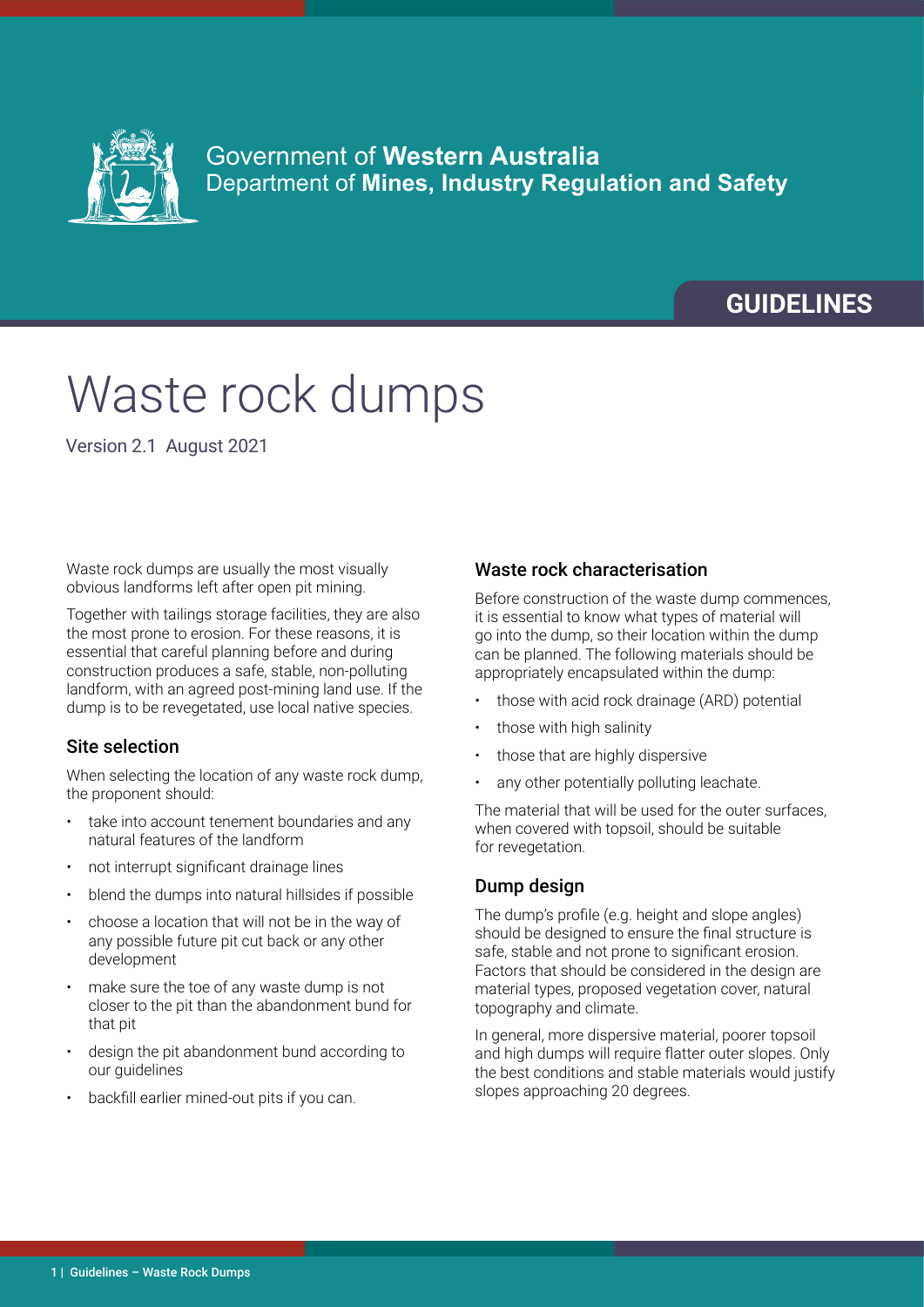Government of **Western Australia**
Department of **Mines, Industry Regulation and Safety**

**GUIDELINES**

# Waste rock dumps

Version 2.1 August 2021

Waste rock dumps are usually the most visually obvious landforms left after open pit mining.

Together with tailings storage facilities, they are also the most prone to erosion. For these reasons, it is essential that careful planning before and during construction produces a safe, stable, non-polluting landform, with an agreed post-mining land use. If the dump is to be revegetated, use local native species.

## Site selection

When selecting the location of any waste rock dump, the proponent should:

- take into account tenement boundaries and any natural features of the landform
- not interrupt significant drainage lines
- blend the dumps into natural hillsides if possible
- choose a location that will not be in the way of any possible future pit cut back or any other development
- make sure the toe of any waste dump is not closer to the pit than the abandonment bund for that pit
- design the pit abandonment bund according to our guidelines
- backfill earlier mined-out pits if you can.

## Waste rock characterisation

Before construction of the waste dump commences, it is essential to know what types of material will go into the dump, so their location within the dump can be planned. The following materials should be appropriately encapsulated within the dump:

- those with acid rock drainage (ARD) potential
- those with high salinity
- those that are highly dispersive
- any other potentially polluting leachate.

The material that will be used for the outer surfaces, when covered with topsoil, should be suitable for revegetation.

## Dump design

The dump's profile (e.g. height and slope angles) should be designed to ensure the final structure is safe, stable and not prone to significant erosion. Factors that should be considered in the design are material types, proposed vegetation cover, natural topography and climate.

In general, more dispersive material, poorer topsoil and high dumps will require flatter outer slopes. Only the best conditions and stable materials would justify slopes approaching 20 degrees.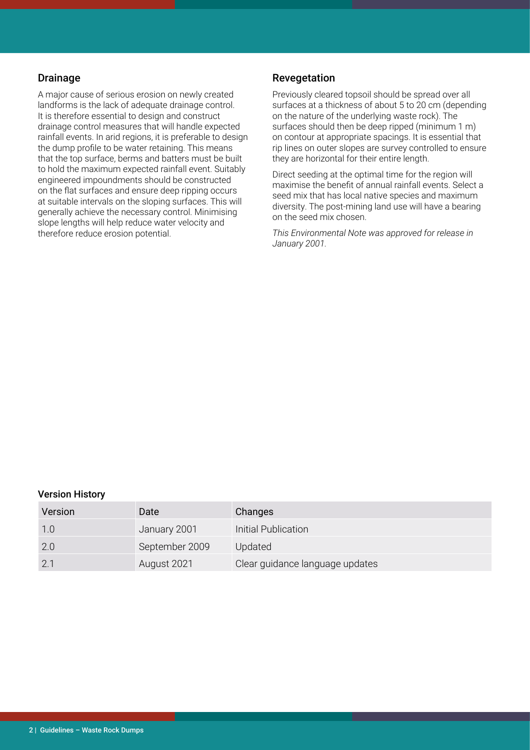## Drainage

A major cause of serious erosion on newly created landforms is the lack of adequate drainage control. It is therefore essential to design and construct drainage control measures that will handle expected rainfall events. In arid regions, it is preferable to design the dump profile to be water retaining. This means that the top surface, berms and batters must be built to hold the maximum expected rainfall event. Suitably engineered impoundments should be constructed on the flat surfaces and ensure deep ripping occurs at suitable intervals on the sloping surfaces. This will generally achieve the necessary control. Minimising slope lengths will help reduce water velocity and therefore reduce erosion potential.

## Revegetation

Previously cleared topsoil should be spread over all surfaces at a thickness of about 5 to 20 cm (depending on the nature of the underlying waste rock). The surfaces should then be deep ripped (minimum 1 m) on contour at appropriate spacings. It is essential that rip lines on outer slopes are survey controlled to ensure they are horizontal for their entire length.

Direct seeding at the optimal time for the region will maximise the benefit of annual rainfall events. Select a seed mix that has local native species and maximum diversity. The post-mining land use will have a bearing on the seed mix chosen.

*This Environmental Note was approved for release in January 2001.*

### Version History

| Version | Date | Changes |
|---|---|---|
| 1.0 | January 2001 | Initial Publication |
| 2.0 | September 2009 | Updated |
| 2.1 | August 2021 | Clear guidance language updates |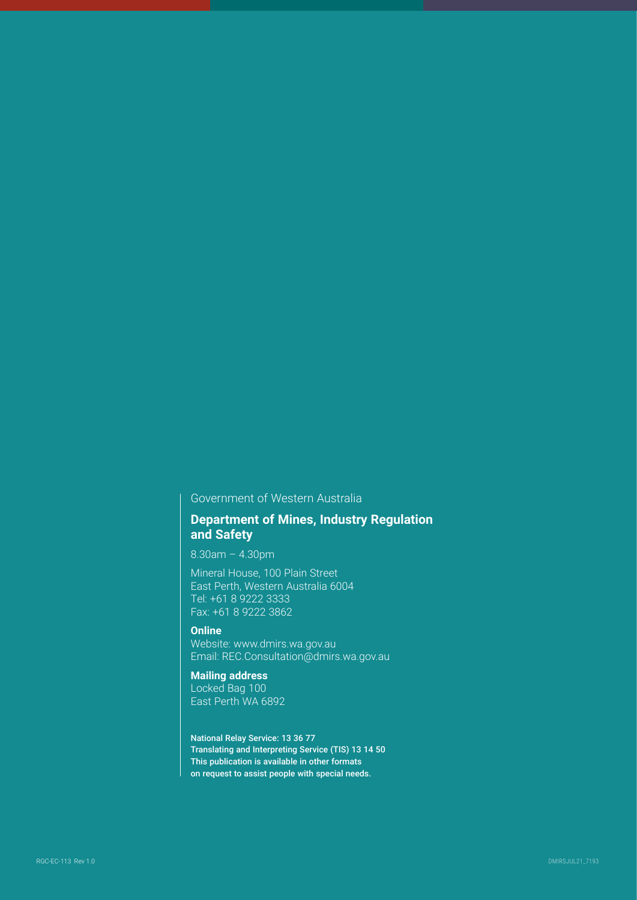Government of Western Australia

**Department of Mines, Industry Regulation and Safety**

8.30am – 4.30pm

Mineral House, 100 Plain Street
East Perth, Western Australia 6004
Tel: +61 8 9222 3333
Fax: +61 8 9222 3862

**Online**
Website: www.dmirs.wa.gov.au
Email: REC.Consultation@dmirs.wa.gov.au

**Mailing address**
Locked Bag 100
East Perth WA 6892

**National Relay Service: 13 36 77**
**Translating and Interpreting Service (TIS) 13 14 50**
**This publication is available in other formats on request to assist people with special needs.**

RGC-EC-113 Rev 1.0

DMIRSJUL21_7193